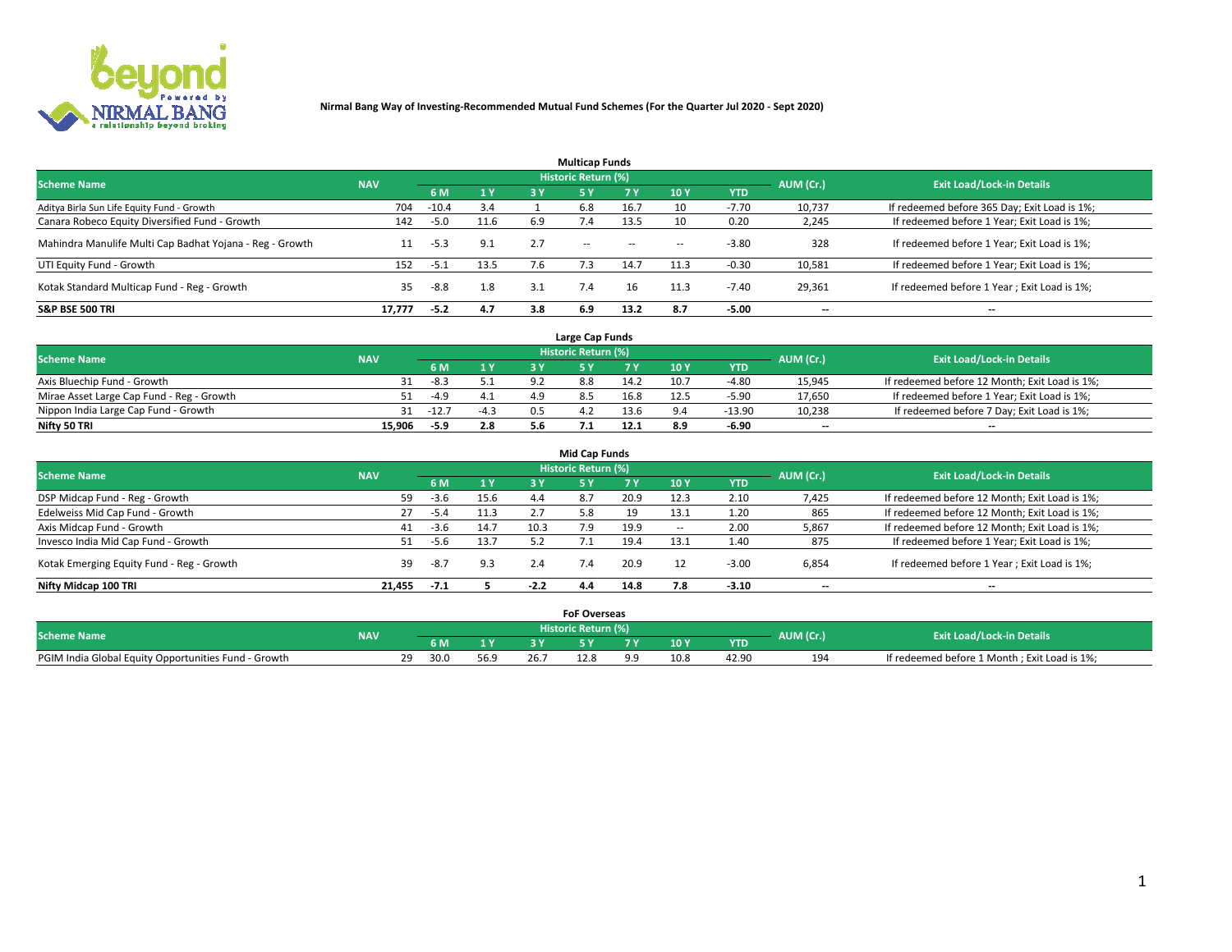**Nirmal Bang Way of Investing-Recommended Mutual Fund Schemes (For the Quarter Jul 2020 - Sept 2020)**

## Multicap Funds

| Scheme Name | NAV | Historic Return (%) | | | | | | | AUM (Cr.) | Exit Load/Lock-in Details |
|---|---|---|---|---|---|---|---|---|---|---|
| | | 6 M | 1 Y | 3 Y | 5 Y | 7 Y | 10 Y | YTD | | |
| Aditya Birla Sun Life Equity Fund - Growth | 704 | -10.4 | 3.4 | 1 | 6.8 | 16.7 | 10 | -7.70 | 10,737 | If redeemed before 365 Day; Exit Load is 1%; |
| Canara Robeco Equity Diversified Fund - Growth | 142 | -5.0 | 11.6 | 6.9 | 7.4 | 13.5 | 10 | 0.20 | 2,245 | If redeemed before 1 Year; Exit Load is 1%; |
| Mahindra Manulife Multi Cap Badhat Yojana - Reg - Growth | 11 | -5.3 | 9.1 | 2.7 | -- | -- | -- | -3.80 | 328 | If redeemed before 1 Year; Exit Load is 1%; |
| UTI Equity Fund - Growth | 152 | -5.1 | 13.5 | 7.6 | 7.3 | 14.7 | 11.3 | -0.30 | 10,581 | If redeemed before 1 Year; Exit Load is 1%; |
| Kotak Standard Multicap Fund - Reg - Growth | 35 | -8.8 | 1.8 | 3.1 | 7.4 | 16 | 11.3 | -7.40 | 29,361 | If redeemed before 1 Year ; Exit Load is 1%; |
| **S&P BSE 500 TRI** | **17,777** | **-5.2** | **4.7** | **3.8** | **6.9** | **13.2** | **8.7** | **-5.00** | -- | -- |

## Large Cap Funds

| Scheme Name | NAV | Historic Return (%) | | | | | | | AUM (Cr.) | Exit Load/Lock-in Details |
|---|---|---|---|---|---|---|---|---|---|---|
| | | 6 M | 1 Y | 3 Y | 5 Y | 7 Y | 10 Y | YTD | | |
| Axis Bluechip Fund - Growth | 31 | -8.3 | 5.1 | 9.2 | 8.8 | 14.2 | 10.7 | -4.80 | 15,945 | If redeemed before 12 Month; Exit Load is 1%; |
| Mirae Asset Large Cap Fund - Reg - Growth | 51 | -4.9 | 4.1 | 4.9 | 8.5 | 16.8 | 12.5 | -5.90 | 17,650 | If redeemed before 1 Year; Exit Load is 1%; |
| Nippon India Large Cap Fund - Growth | 31 | -12.7 | -4.3 | 0.5 | 4.2 | 13.6 | 9.4 | -13.90 | 10,238 | If redeemed before 7 Day; Exit Load is 1%; |
| **Nifty 50 TRI** | **15,906** | **-5.9** | **2.8** | **5.6** | **7.1** | **12.1** | **8.9** | **-6.90** | -- | -- |

## Mid Cap Funds

| Scheme Name | NAV | Historic Return (%) | | | | | | | AUM (Cr.) | Exit Load/Lock-in Details |
|---|---|---|---|---|---|---|---|---|---|---|
| | | 6 M | 1 Y | 3 Y | 5 Y | 7 Y | 10 Y | YTD | | |
| DSP Midcap Fund - Reg - Growth | 59 | -3.6 | 15.6 | 4.4 | 8.7 | 20.9 | 12.3 | 2.10 | 7,425 | If redeemed before 12 Month; Exit Load is 1%; |
| Edelweiss Mid Cap Fund - Growth | 27 | -5.4 | 11.3 | 2.7 | 5.8 | 19 | 13.1 | 1.20 | 865 | If redeemed before 12 Month; Exit Load is 1%; |
| Axis Midcap Fund - Growth | 41 | -3.6 | 14.7 | 10.3 | 7.9 | 19.9 | -- | 2.00 | 5,867 | If redeemed before 12 Month; Exit Load is 1%; |
| Invesco India Mid Cap Fund - Growth | 51 | -5.6 | 13.7 | 5.2 | 7.1 | 19.4 | 13.1 | 1.40 | 875 | If redeemed before 1 Year; Exit Load is 1%; |
| Kotak Emerging Equity Fund - Reg - Growth | 39 | -8.7 | 9.3 | 2.4 | 7.4 | 20.9 | 12 | -3.00 | 6,854 | If redeemed before 1 Year ; Exit Load is 1%; |
| **Nifty Midcap 100 TRI** | **21,455** | **-7.1** | **5** | **-2.2** | **4.4** | **14.8** | **7.8** | **-3.10** | -- | -- |

## FoF Overseas

| Scheme Name | NAV | Historic Return (%) | | | | | | | AUM (Cr.) | Exit Load/Lock-in Details |
|---|---|---|---|---|---|---|---|---|---|---|
| | | 6 M | 1 Y | 3 Y | 5 Y | 7 Y | 10 Y | YTD | | |
| PGIM India Global Equity Opportunities Fund - Growth | 29 | 30.0 | 56.9 | 26.7 | 12.8 | 9.9 | 10.8 | 42.90 | 194 | If redeemed before 1 Month ; Exit Load is 1%; |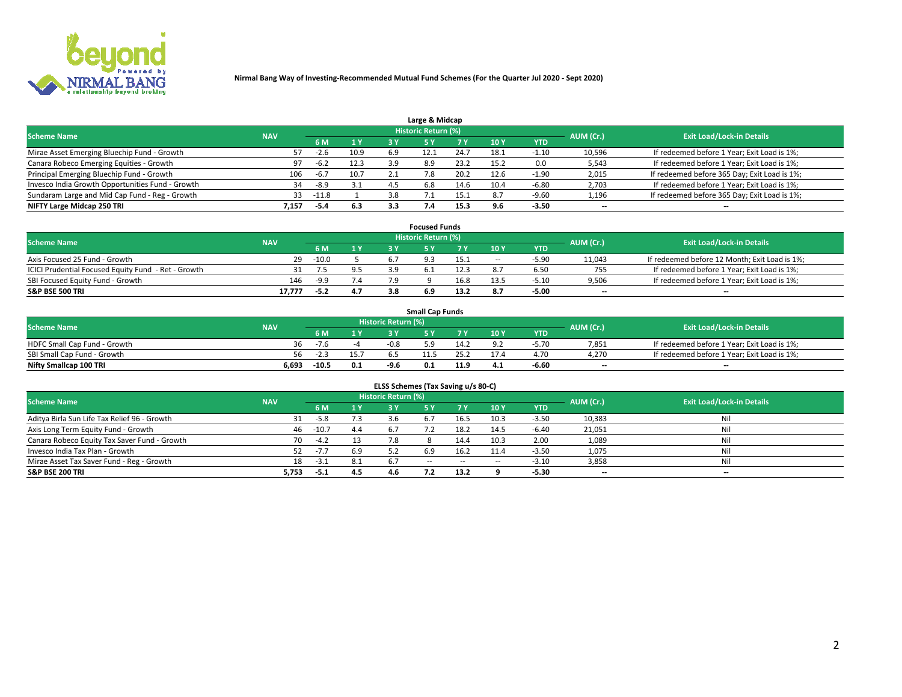**Nirmal Bang Way of Investing-Recommended Mutual Fund Schemes (For the Quarter Jul 2020 - Sept 2020)**

### Large & Midcap

| Scheme Name | NAV | Historic Return (%) | | | | | | | AUM (Cr.) | Exit Load/Lock-in Details |
|---|---|---|---|---|---|---|---|---|---|---|
| | | 6 M | 1 Y | 3 Y | 5 Y | 7 Y | 10 Y | YTD | | |
| Mirae Asset Emerging Bluechip Fund - Growth | 57 | -2.6 | 10.9 | 6.9 | 12.1 | 24.7 | 18.1 | -1.10 | 10,596 | If redeemed before 1 Year; Exit Load is 1%; |
| Canara Robeco Emerging Equities - Growth | 97 | -6.2 | 12.3 | 3.9 | 8.9 | 23.2 | 15.2 | 0.0 | 5,543 | If redeemed before 1 Year; Exit Load is 1%; |
| Principal Emerging Bluechip Fund - Growth | 106 | -6.7 | 10.7 | 2.1 | 7.8 | 20.2 | 12.6 | -1.90 | 2,015 | If redeemed before 365 Day; Exit Load is 1%; |
| Invesco India Growth Opportunities Fund - Growth | 34 | -8.9 | 3.1 | 4.5 | 6.8 | 14.6 | 10.4 | -6.80 | 2,703 | If redeemed before 1 Year; Exit Load is 1%; |
| Sundaram Large and Mid Cap Fund - Reg - Growth | 33 | -11.8 | 1 | 3.8 | 7.1 | 15.1 | 8.7 | -9.60 | 1,196 | If redeemed before 365 Day; Exit Load is 1%; |
| **NIFTY Large Midcap 250 TRI** | **7,157** | **-5.4** | **6.3** | **3.3** | **7.4** | **15.3** | **9.6** | **-3.50** | -- | -- |

### Focused Funds

| Scheme Name | NAV | Historic Return (%) | | | | | | | AUM (Cr.) | Exit Load/Lock-in Details |
|---|---|---|---|---|---|---|---|---|---|---|
| | | 6 M | 1 Y | 3 Y | 5 Y | 7 Y | 10 Y | YTD | | |
| Axis Focused 25 Fund - Growth | 29 | -10.0 | 5 | 6.7 | 9.3 | 15.1 | -- | -5.90 | 11,043 | If redeemed before 12 Month; Exit Load is 1%; |
| ICICI Prudential Focused Equity Fund - Ret - Growth | 31 | 7.5 | 9.5 | 3.9 | 6.1 | 12.3 | 8.7 | 6.50 | 755 | If redeemed before 1 Year; Exit Load is 1%; |
| SBI Focused Equity Fund - Growth | 146 | -9.9 | 7.4 | 7.9 | 9 | 16.8 | 13.5 | -5.10 | 9,506 | If redeemed before 1 Year; Exit Load is 1%; |
| **S&P BSE 500 TRI** | **17,777** | **-5.2** | **4.7** | **3.8** | **6.9** | **13.2** | **8.7** | **-5.00** | -- | -- |

### Small Cap Funds

| Scheme Name | NAV | Historic Return (%) | | | | | | | AUM (Cr.) | Exit Load/Lock-in Details |
|---|---|---|---|---|---|---|---|---|---|---|
| | | 6 M | 1 Y | 3 Y | 5 Y | 7 Y | 10 Y | YTD | | |
| HDFC Small Cap Fund - Growth | 36 | -7.6 | -4 | -0.8 | 5.9 | 14.2 | 9.2 | -5.70 | 7,851 | If redeemed before 1 Year; Exit Load is 1%; |
| SBI Small Cap Fund - Growth | 56 | -2.3 | 15.7 | 6.5 | 11.5 | 25.2 | 17.4 | 4.70 | 4,270 | If redeemed before 1 Year; Exit Load is 1%; |
| **Nifty Smallcap 100 TRI** | **6,693** | **-10.5** | **0.1** | **-9.6** | **0.1** | **11.9** | **4.1** | **-6.60** | -- | -- |

### ELSS Schemes (Tax Saving u/s 80-C)

| Scheme Name | NAV | Historic Return (%) | | | | | | | AUM (Cr.) | Exit Load/Lock-in Details |
|---|---|---|---|---|---|---|---|---|---|---|
| | | 6 M | 1 Y | 3 Y | 5 Y | 7 Y | 10 Y | YTD | | |
| Aditya Birla Sun Life Tax Relief 96 - Growth | 31 | -5.8 | 7.3 | 3.6 | 6.7 | 16.5 | 10.3 | -3.50 | 10,383 | Nil |
| Axis Long Term Equity Fund - Growth | 46 | -10.7 | 4.4 | 6.7 | 7.2 | 18.2 | 14.5 | -6.40 | 21,051 | Nil |
| Canara Robeco Equity Tax Saver Fund - Growth | 70 | -4.2 | 13 | 7.8 | 8 | 14.4 | 10.3 | 2.00 | 1,089 | Nil |
| Invesco India Tax Plan - Growth | 52 | -7.7 | 6.9 | 5.2 | 6.9 | 16.2 | 11.4 | -3.50 | 1,075 | Nil |
| Mirae Asset Tax Saver Fund - Reg - Growth | 18 | -3.1 | 8.1 | 6.7 | -- | -- | -- | -3.10 | 3,858 | Nil |
| **S&P BSE 200 TRI** | **5,753** | **-5.1** | **4.5** | **4.6** | **7.2** | **13.2** | **9** | **-5.30** | -- | -- |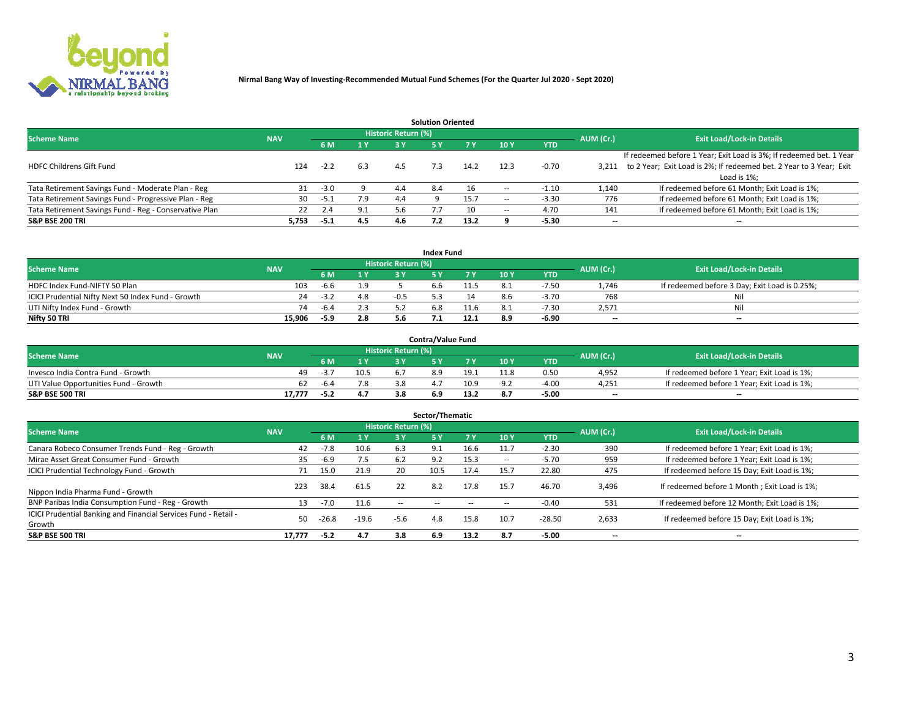**Nirmal Bang Way of Investing-Recommended Mutual Fund Schemes (For the Quarter Jul 2020 - Sept 2020)**

### Solution Oriented

| Scheme Name | NAV | Historic Return (%) | | | | | | | AUM (Cr.) | Exit Load/Lock-in Details |
|---|---|---|---|---|---|---|---|---|---|---|
| | | 6 M | 1 Y | 3 Y | 5 Y | 7 Y | 10 Y | YTD | | |
| HDFC Childrens Gift Fund | 124 | -2.2 | 6.3 | 4.5 | 7.3 | 14.2 | 12.3 | -0.70 | 3,211 | If redeemed before 1 Year; Exit Load is 3%; If redeemed bet. 1 Year to 2 Year; Exit Load is 2%; If redeemed bet. 2 Year to 3 Year; Exit Load is 1%; |
| Tata Retirement Savings Fund - Moderate Plan - Reg | 31 | -3.0 | 9 | 4.4 | 8.4 | 16 | -- | -1.10 | 1,140 | If redeemed before 61 Month; Exit Load is 1%; |
| Tata Retirement Savings Fund - Progressive Plan - Reg | 30 | -5.1 | 7.9 | 4.4 | 9 | 15.7 | -- | -3.30 | 776 | If redeemed before 61 Month; Exit Load is 1%; |
| Tata Retirement Savings Fund - Reg - Conservative Plan | 22 | 2.4 | 9.1 | 5.6 | 7.7 | 10 | -- | 4.70 | 141 | If redeemed before 61 Month; Exit Load is 1%; |
| **S&P BSE 200 TRI** | **5,753** | **-5.1** | **4.5** | **4.6** | **7.2** | **13.2** | **9** | **-5.30** | -- | -- |

### Index Fund

| Scheme Name | NAV | Historic Return (%) | | | | | | | AUM (Cr.) | Exit Load/Lock-in Details |
|---|---|---|---|---|---|---|---|---|---|---|
| | | 6 M | 1 Y | 3 Y | 5 Y | 7 Y | 10 Y | YTD | | |
| HDFC Index Fund-NIFTY 50 Plan | 103 | -6.6 | 1.9 | 5 | 6.6 | 11.5 | 8.1 | -7.50 | 1,746 | If redeemed before 3 Day; Exit Load is 0.25%; |
| ICICI Prudential Nifty Next 50 Index Fund - Growth | 24 | -3.2 | 4.8 | -0.5 | 5.3 | 14 | 8.6 | -3.70 | 768 | Nil |
| UTI Nifty Index Fund - Growth | 74 | -6.4 | 2.3 | 5.2 | 6.8 | 11.6 | 8.1 | -7.30 | 2,571 | Nil |
| **Nifty 50 TRI** | **15,906** | **-5.9** | **2.8** | **5.6** | **7.1** | **12.1** | **8.9** | **-6.90** | -- | -- |

### Contra/Value Fund

| Scheme Name | NAV | Historic Return (%) | | | | | | | AUM (Cr.) | Exit Load/Lock-in Details |
|---|---|---|---|---|---|---|---|---|---|---|
| | | 6 M | 1 Y | 3 Y | 5 Y | 7 Y | 10 Y | YTD | | |
| Invesco India Contra Fund - Growth | 49 | -3.7 | 10.5 | 6.7 | 8.9 | 19.1 | 11.8 | 0.50 | 4,952 | If redeemed before 1 Year; Exit Load is 1%; |
| UTI Value Opportunities Fund - Growth | 62 | -6.4 | 7.8 | 3.8 | 4.7 | 10.9 | 9.2 | -4.00 | 4,251 | If redeemed before 1 Year; Exit Load is 1%; |
| **S&P BSE 500 TRI** | **17,777** | **-5.2** | **4.7** | **3.8** | **6.9** | **13.2** | **8.7** | **-5.00** | -- | -- |

### Sector/Thematic

| Scheme Name | NAV | Historic Return (%) | | | | | | | AUM (Cr.) | Exit Load/Lock-in Details |
|---|---|---|---|---|---|---|---|---|---|---|
| | | 6 M | 1 Y | 3 Y | 5 Y | 7 Y | 10 Y | YTD | | |
| Canara Robeco Consumer Trends Fund - Reg - Growth | 42 | -7.8 | 10.6 | 6.3 | 9.1 | 16.6 | 11.7 | -2.30 | 390 | If redeemed before 1 Year; Exit Load is 1%; |
| Mirae Asset Great Consumer Fund - Growth | 35 | -6.9 | 7.5 | 6.2 | 9.2 | 15.3 | -- | -5.70 | 959 | If redeemed before 1 Year; Exit Load is 1%; |
| ICICI Prudential Technology Fund - Growth | 71 | 15.0 | 21.9 | 20 | 10.5 | 17.4 | 15.7 | 22.80 | 475 | If redeemed before 15 Day; Exit Load is 1%; |
| Nippon India Pharma Fund - Growth | 223 | 38.4 | 61.5 | 22 | 8.2 | 17.8 | 15.7 | 46.70 | 3,496 | If redeemed before 1 Month ; Exit Load is 1%; |
| BNP Paribas India Consumption Fund - Reg - Growth | 13 | -7.0 | 11.6 | -- | -- | -- | -- | -0.40 | 531 | If redeemed before 12 Month; Exit Load is 1%; |
| ICICI Prudential Banking and Financial Services Fund - Retail - Growth | 50 | -26.8 | -19.6 | -5.6 | 4.8 | 15.8 | 10.7 | -28.50 | 2,633 | If redeemed before 15 Day; Exit Load is 1%; |
| **S&P BSE 500 TRI** | **17,777** | **-5.2** | **4.7** | **3.8** | **6.9** | **13.2** | **8.7** | **-5.00** | -- | -- |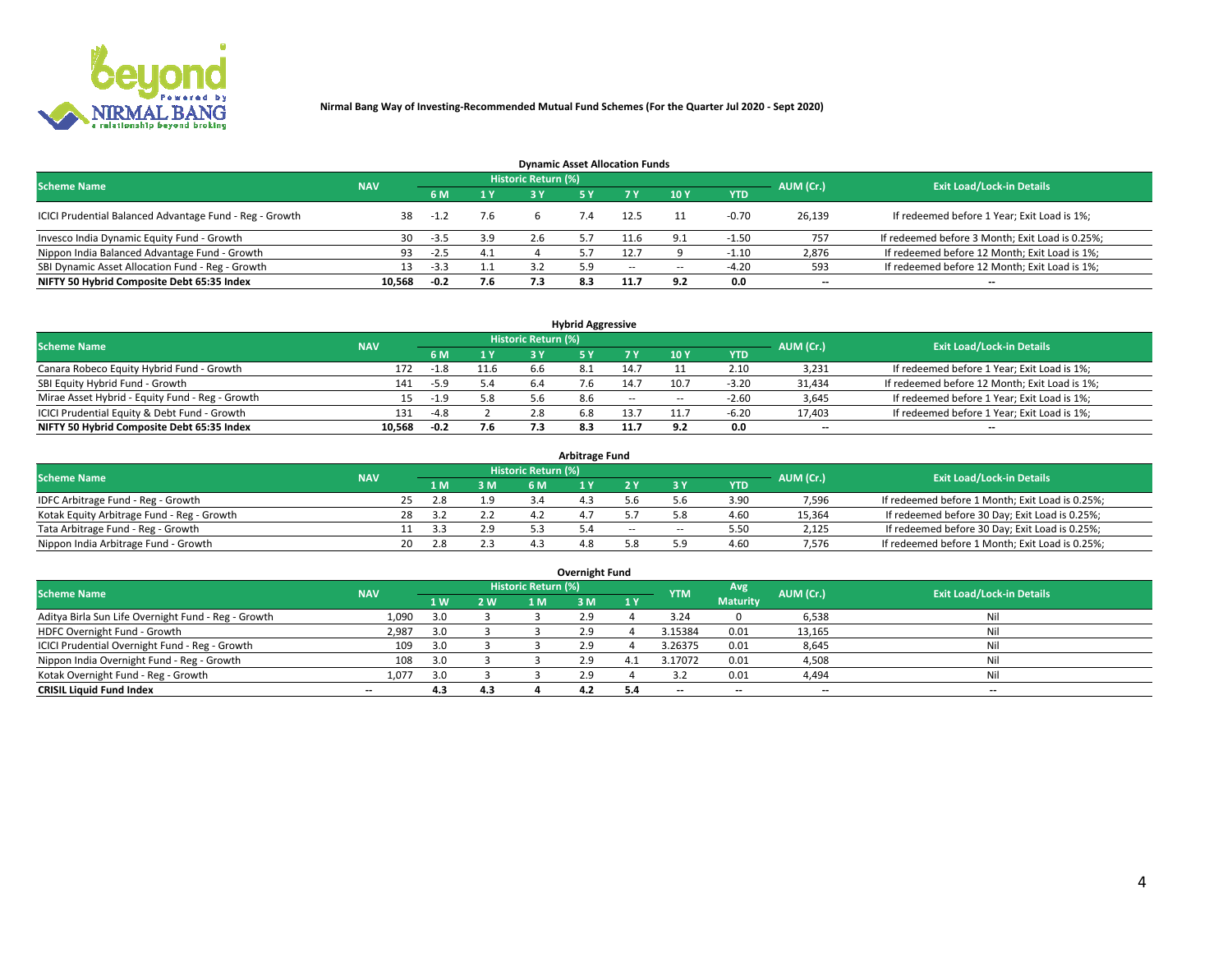**Nirmal Bang Way of Investing-Recommended Mutual Fund Schemes (For the Quarter Jul 2020 - Sept 2020)**

### Dynamic Asset Allocation Funds

| Scheme Name | NAV | Historic Return (%) | | | | | | | AUM (Cr.) | Exit Load/Lock-in Details |
|---|---|---|---|---|---|---|---|---|---|---|
| | | 6 M | 1 Y | 3 Y | 5 Y | 7 Y | 10 Y | YTD | | |
| ICICI Prudential Balanced Advantage Fund - Reg - Growth | 38 | -1.2 | 7.6 | 6 | 7.4 | 12.5 | 11 | -0.70 | 26,139 | If redeemed before 1 Year; Exit Load is 1%; |
| Invesco India Dynamic Equity Fund - Growth | 30 | -3.5 | 3.9 | 2.6 | 5.7 | 11.6 | 9.1 | -1.50 | 757 | If redeemed before 3 Month; Exit Load is 0.25%; |
| Nippon India Balanced Advantage Fund - Growth | 93 | -2.5 | 4.1 | 4 | 5.7 | 12.7 | 9 | -1.10 | 2,876 | If redeemed before 12 Month; Exit Load is 1%; |
| SBI Dynamic Asset Allocation Fund - Reg - Growth | 13 | -3.3 | 1.1 | 3.2 | 5.9 | -- | -- | -4.20 | 593 | If redeemed before 12 Month; Exit Load is 1%; |
| **NIFTY 50 Hybrid Composite Debt 65:35 Index** | **10,568** | **-0.2** | **7.6** | **7.3** | **8.3** | **11.7** | **9.2** | **0.0** | **--** | **--** |

### Hybrid Aggressive

| Scheme Name | NAV | Historic Return (%) | | | | | | | AUM (Cr.) | Exit Load/Lock-in Details |
|---|---|---|---|---|---|---|---|---|---|---|
| | | 6 M | 1 Y | 3 Y | 5 Y | 7 Y | 10 Y | YTD | | |
| Canara Robeco Equity Hybrid Fund - Growth | 172 | -1.8 | 11.6 | 6.6 | 8.1 | 14.7 | 11 | 2.10 | 3,231 | If redeemed before 1 Year; Exit Load is 1%; |
| SBI Equity Hybrid Fund - Growth | 141 | -5.9 | 5.4 | 6.4 | 7.6 | 14.7 | 10.7 | -3.20 | 31,434 | If redeemed before 12 Month; Exit Load is 1%; |
| Mirae Asset Hybrid - Equity Fund - Reg - Growth | 15 | -1.9 | 5.8 | 5.6 | 8.6 | -- | -- | -2.60 | 3,645 | If redeemed before 1 Year; Exit Load is 1%; |
| ICICI Prudential Equity & Debt Fund - Growth | 131 | -4.8 | 2 | 2.8 | 6.8 | 13.7 | 11.7 | -6.20 | 17,403 | If redeemed before 1 Year; Exit Load is 1%; |
| **NIFTY 50 Hybrid Composite Debt 65:35 Index** | **10,568** | **-0.2** | **7.6** | **7.3** | **8.3** | **11.7** | **9.2** | **0.0** | **--** | **--** |

### Arbitrage Fund

| Scheme Name | NAV | Historic Return (%) | | | | | | | AUM (Cr.) | Exit Load/Lock-in Details |
|---|---|---|---|---|---|---|---|---|---|---|
| | | 1 M | 3 M | 6 M | 1 Y | 2 Y | 3 Y | YTD | | |
| IDFC Arbitrage Fund - Reg - Growth | 25 | 2.8 | 1.9 | 3.4 | 4.3 | 5.6 | 5.6 | 3.90 | 7,596 | If redeemed before 1 Month; Exit Load is 0.25%; |
| Kotak Equity Arbitrage Fund - Reg - Growth | 28 | 3.2 | 2.2 | 4.2 | 4.7 | 5.7 | 5.8 | 4.60 | 15,364 | If redeemed before 30 Day; Exit Load is 0.25%; |
| Tata Arbitrage Fund - Reg - Growth | 11 | 3.3 | 2.9 | 5.3 | 5.4 | -- | -- | 5.50 | 2,125 | If redeemed before 30 Day; Exit Load is 0.25%; |
| Nippon India Arbitrage Fund - Growth | 20 | 2.8 | 2.3 | 4.3 | 4.8 | 5.8 | 5.9 | 4.60 | 7,576 | If redeemed before 1 Month; Exit Load is 0.25%; |

### Overnight Fund

| Scheme Name | NAV | Historic Return (%) | | | | | YTM | Avg Maturity | AUM (Cr.) | Exit Load/Lock-in Details |
|---|---|---|---|---|---|---|---|---|---|---|
| | | 1 W | 2 W | 1 M | 3 M | 1 Y | | | | |
| Aditya Birla Sun Life Overnight Fund - Reg - Growth | 1,090 | 3.0 | 3 | 3 | 2.9 | 4 | 3.24 | 0 | 6,538 | Nil |
| HDFC Overnight Fund - Growth | 2,987 | 3.0 | 3 | 3 | 2.9 | 4 | 3.15384 | 0.01 | 13,165 | Nil |
| ICICI Prudential Overnight Fund - Reg - Growth | 109 | 3.0 | 3 | 3 | 2.9 | 4 | 3.26375 | 0.01 | 8,645 | Nil |
| Nippon India Overnight Fund - Reg - Growth | 108 | 3.0 | 3 | 3 | 2.9 | 4.1 | 3.17072 | 0.01 | 4,508 | Nil |
| Kotak Overnight Fund - Reg - Growth | 1,077 | 3.0 | 3 | 3 | 2.9 | 4 | 3.2 | 0.01 | 4,494 | Nil |
| **CRISIL Liquid Fund Index** | **--** | **4.3** | **4.3** | **4** | **4.2** | **5.4** | **--** | **--** | **--** | **--** |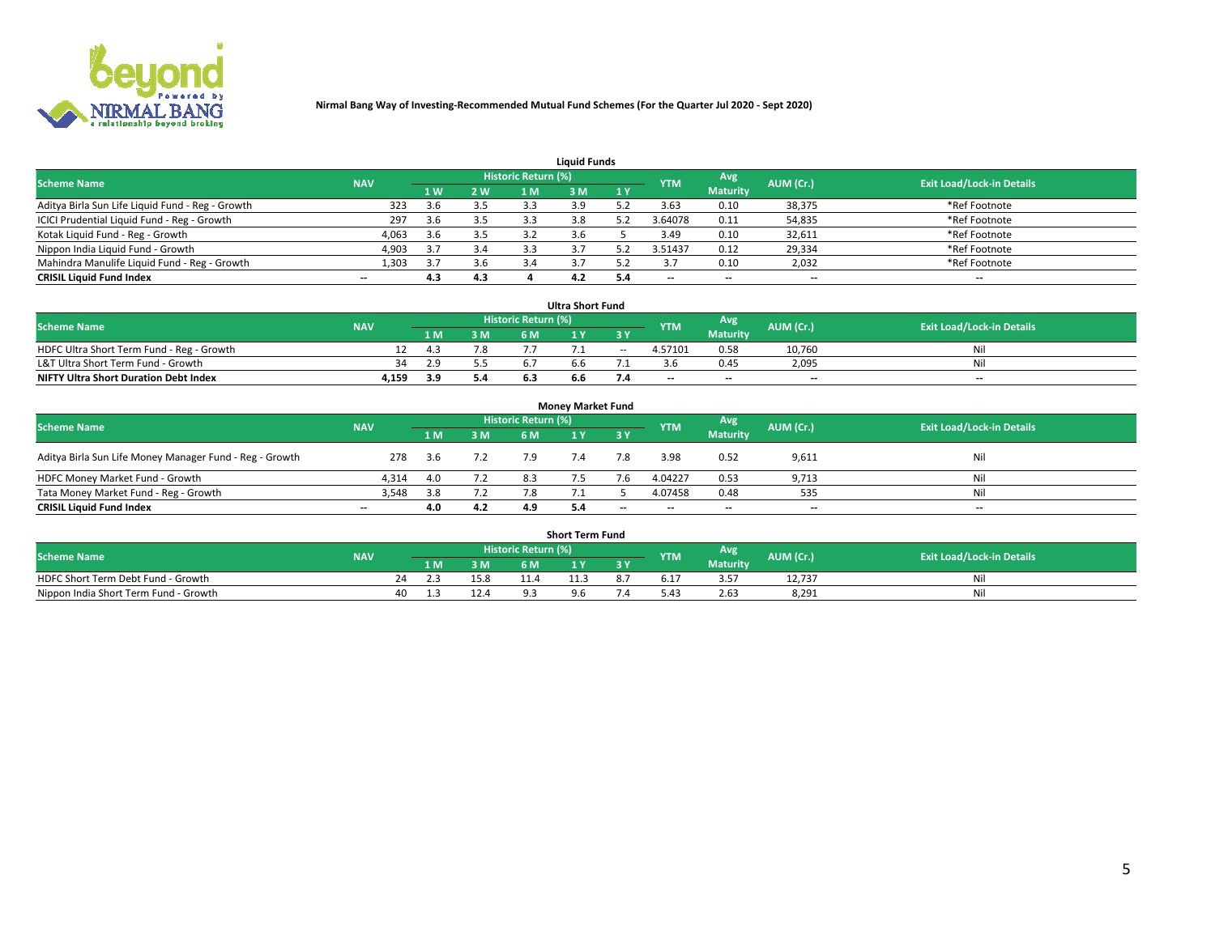**Nirmal Bang Way of Investing-Recommended Mutual Fund Schemes (For the Quarter Jul 2020 - Sept 2020)**

### Liquid Funds

| Scheme Name | NAV | Historic Return (%) | | | | | YTM | Avg Maturity | AUM (Cr.) | Exit Load/Lock-in Details |
|---|---|---|---|---|---|---|---|---|---|---|
| | | 1 W | 2 W | 1 M | 3 M | 1 Y | | | | |
| Aditya Birla Sun Life Liquid Fund - Reg - Growth | 323 | 3.6 | 3.5 | 3.3 | 3.9 | 5.2 | 3.63 | 0.10 | 38,375 | *Ref Footnote |
| ICICI Prudential Liquid Fund - Reg - Growth | 297 | 3.6 | 3.5 | 3.3 | 3.8 | 5.2 | 3.64078 | 0.11 | 54,835 | *Ref Footnote |
| Kotak Liquid Fund - Reg - Growth | 4,063 | 3.6 | 3.5 | 3.2 | 3.6 | 5 | 3.49 | 0.10 | 32,611 | *Ref Footnote |
| Nippon India Liquid Fund - Growth | 4,903 | 3.7 | 3.4 | 3.3 | 3.7 | 5.2 | 3.51437 | 0.12 | 29,334 | *Ref Footnote |
| Mahindra Manulife Liquid Fund - Reg - Growth | 1,303 | 3.7 | 3.6 | 3.4 | 3.7 | 5.2 | 3.7 | 0.10 | 2,032 | *Ref Footnote |
| **CRISIL Liquid Fund Index** | -- | **4.3** | **4.3** | **4** | **4.2** | **5.4** | -- | -- | -- | -- |

### Ultra Short Fund

| Scheme Name | NAV | Historic Return (%) | | | | | YTM | Avg Maturity | AUM (Cr.) | Exit Load/Lock-in Details |
|---|---|---|---|---|---|---|---|---|---|---|
| | | 1 M | 3 M | 6 M | 1 Y | 3 Y | | | | |
| HDFC Ultra Short Term Fund - Reg - Growth | 12 | 4.3 | 7.8 | 7.7 | 7.1 | -- | 4.57101 | 0.58 | 10,760 | Nil |
| L&T Ultra Short Term Fund - Growth | 34 | 2.9 | 5.5 | 6.7 | 6.6 | 7.1 | 3.6 | 0.45 | 2,095 | Nil |
| **NIFTY Ultra Short Duration Debt Index** | **4,159** | **3.9** | **5.4** | **6.3** | **6.6** | **7.4** | -- | -- | -- | -- |

### Money Market Fund

| Scheme Name | NAV | Historic Return (%) | | | | | YTM | Avg Maturity | AUM (Cr.) | Exit Load/Lock-in Details |
|---|---|---|---|---|---|---|---|---|---|---|
| | | 1 M | 3 M | 6 M | 1 Y | 3 Y | | | | |
| Aditya Birla Sun Life Money Manager Fund - Reg - Growth | 278 | 3.6 | 7.2 | 7.9 | 7.4 | 7.8 | 3.98 | 0.52 | 9,611 | Nil |
| HDFC Money Market Fund - Growth | 4,314 | 4.0 | 7.2 | 8.3 | 7.5 | 7.6 | 4.04227 | 0.53 | 9,713 | Nil |
| Tata Money Market Fund - Reg - Growth | 3,548 | 3.8 | 7.2 | 7.8 | 7.1 | 5 | 4.07458 | 0.48 | 535 | Nil |
| **CRISIL Liquid Fund Index** | -- | **4.0** | **4.2** | **4.9** | **5.4** | -- | -- | -- | -- | -- |

### Short Term Fund

| Scheme Name | NAV | Historic Return (%) | | | | | YTM | Avg Maturity | AUM (Cr.) | Exit Load/Lock-in Details |
|---|---|---|---|---|---|---|---|---|---|---|
| | | 1 M | 3 M | 6 M | 1 Y | 3 Y | | | | |
| HDFC Short Term Debt Fund - Growth | 24 | 2.3 | 15.8 | 11.4 | 11.3 | 8.7 | 6.17 | 3.57 | 12,737 | Nil |
| Nippon India Short Term Fund - Growth | 40 | 1.3 | 12.4 | 9.3 | 9.6 | 7.4 | 5.43 | 2.63 | 8,291 | Nil |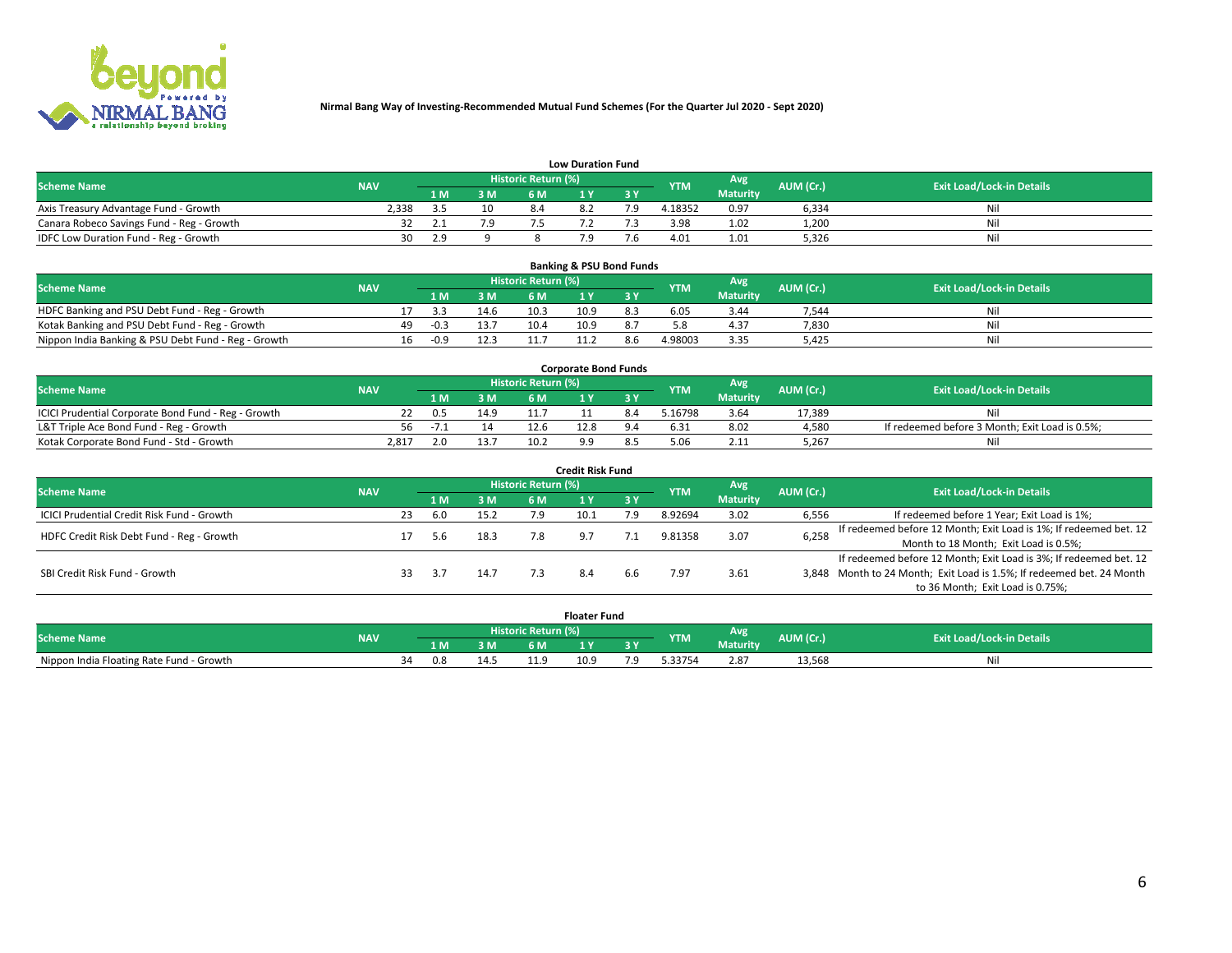**Nirmal Bang Way of Investing-Recommended Mutual Fund Schemes (For the Quarter Jul 2020 - Sept 2020)**

## Low Duration Fund

| Scheme Name | NAV | Historic Return (%) | | | | | YTM | Avg Maturity | AUM (Cr.) | Exit Load/Lock-in Details |
|---|---|---|---|---|---|---|---|---|---|---|
| | | 1 M | 3 M | 6 M | 1 Y | 3 Y | | | | |
| Axis Treasury Advantage Fund - Growth | 2,338 | 3.5 | 10 | 8.4 | 8.2 | 7.9 | 4.18352 | 0.97 | 6,334 | Nil |
| Canara Robeco Savings Fund - Reg - Growth | 32 | 2.1 | 7.9 | 7.5 | 7.2 | 7.3 | 3.98 | 1.02 | 1,200 | Nil |
| IDFC Low Duration Fund - Reg - Growth | 30 | 2.9 | 9 | 8 | 7.9 | 7.6 | 4.01 | 1.01 | 5,326 | Nil |

## Banking & PSU Bond Funds

| Scheme Name | NAV | Historic Return (%) | | | | | YTM | Avg Maturity | AUM (Cr.) | Exit Load/Lock-in Details |
|---|---|---|---|---|---|---|---|---|---|---|
| | | 1 M | 3 M | 6 M | 1 Y | 3 Y | | | | |
| HDFC Banking and PSU Debt Fund - Reg - Growth | 17 | 3.3 | 14.6 | 10.3 | 10.9 | 8.3 | 6.05 | 3.44 | 7,544 | Nil |
| Kotak Banking and PSU Debt Fund - Reg - Growth | 49 | -0.3 | 13.7 | 10.4 | 10.9 | 8.7 | 5.8 | 4.37 | 7,830 | Nil |
| Nippon India Banking & PSU Debt Fund - Reg - Growth | 16 | -0.9 | 12.3 | 11.7 | 11.2 | 8.6 | 4.98003 | 3.35 | 5,425 | Nil |

## Corporate Bond Funds

| Scheme Name | NAV | Historic Return (%) | | | | | YTM | Avg Maturity | AUM (Cr.) | Exit Load/Lock-in Details |
|---|---|---|---|---|---|---|---|---|---|---|
| | | 1 M | 3 M | 6 M | 1 Y | 3 Y | | | | |
| ICICI Prudential Corporate Bond Fund - Reg - Growth | 22 | 0.5 | 14.9 | 11.7 | 11 | 8.4 | 5.16798 | 3.64 | 17,389 | Nil |
| L&T Triple Ace Bond Fund - Reg - Growth | 56 | -7.1 | 14 | 12.6 | 12.8 | 9.4 | 6.31 | 8.02 | 4,580 | If redeemed before 3 Month; Exit Load is 0.5%; |
| Kotak Corporate Bond Fund - Std - Growth | 2,817 | 2.0 | 13.7 | 10.2 | 9.9 | 8.5 | 5.06 | 2.11 | 5,267 | Nil |

## Credit Risk Fund

| Scheme Name | NAV | Historic Return (%) | | | | | YTM | Avg Maturity | AUM (Cr.) | Exit Load/Lock-in Details |
|---|---|---|---|---|---|---|---|---|---|---|
| | | 1 M | 3 M | 6 M | 1 Y | 3 Y | | | | |
| ICICI Prudential Credit Risk Fund - Growth | 23 | 6.0 | 15.2 | 7.9 | 10.1 | 7.9 | 8.92694 | 3.02 | 6,556 | If redeemed before 1 Year; Exit Load is 1%; |
| HDFC Credit Risk Debt Fund - Reg - Growth | 17 | 5.6 | 18.3 | 7.8 | 9.7 | 7.1 | 9.81358 | 3.07 | 6,258 | If redeemed before 12 Month; Exit Load is 1%; If redeemed bet. 12 Month to 18 Month; Exit Load is 0.5%; |
| SBI Credit Risk Fund - Growth | 33 | 3.7 | 14.7 | 7.3 | 8.4 | 6.6 | 7.97 | 3.61 | 3,848 | If redeemed before 12 Month; Exit Load is 3%; If redeemed bet. 12 Month to 24 Month; Exit Load is 1.5%; If redeemed bet. 24 Month to 36 Month; Exit Load is 0.75%; |

## Floater Fund

| Scheme Name | NAV | Historic Return (%) | | | | | YTM | Avg Maturity | AUM (Cr.) | Exit Load/Lock-in Details |
|---|---|---|---|---|---|---|---|---|---|---|
| | | 1 M | 3 M | 6 M | 1 Y | 3 Y | | | | |
| Nippon India Floating Rate Fund - Growth | 34 | 0.8 | 14.5 | 11.9 | 10.9 | 7.9 | 5.33754 | 2.87 | 13,568 | Nil |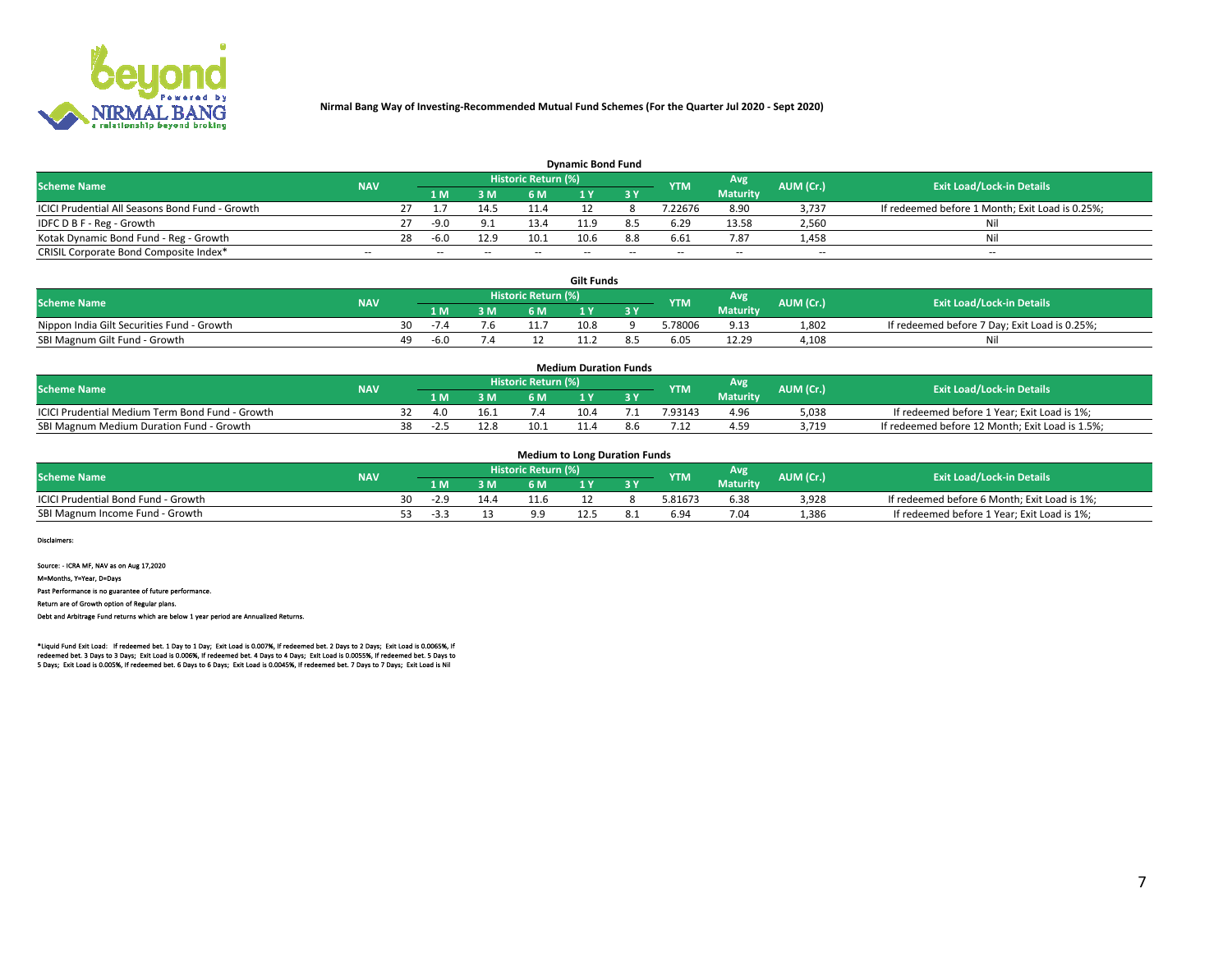**Nirmal Bang Way of Investing-Recommended Mutual Fund Schemes (For the Quarter Jul 2020 - Sept 2020)**

### Dynamic Bond Fund

| Scheme Name | NAV | Historic Return (%) | | | | | YTM | Avg Maturity | AUM (Cr.) | Exit Load/Lock-in Details |
|---|---|---|---|---|---|---|---|---|---|---|
| | | 1 M | 3 M | 6 M | 1 Y | 3 Y | | | | |
| ICICI Prudential All Seasons Bond Fund - Growth | 27 | 1.7 | 14.5 | 11.4 | 12 | 8 | 7.22676 | 8.90 | 3,737 | If redeemed before 1 Month; Exit Load is 0.25%; |
| IDFC D B F - Reg - Growth | 27 | -9.0 | 9.1 | 13.4 | 11.9 | 8.5 | 6.29 | 13.58 | 2,560 | Nil |
| Kotak Dynamic Bond Fund - Reg - Growth | 28 | -6.0 | 12.9 | 10.1 | 10.6 | 8.8 | 6.61 | 7.87 | 1,458 | Nil |
| CRISIL Corporate Bond Composite Index* | -- | -- | -- | -- | -- | -- | -- | -- | -- | -- |

### Gilt Funds

| Scheme Name | NAV | Historic Return (%) | | | | | YTM | Avg Maturity | AUM (Cr.) | Exit Load/Lock-in Details |
|---|---|---|---|---|---|---|---|---|---|---|
| | | 1 M | 3 M | 6 M | 1 Y | 3 Y | | | | |
| Nippon India Gilt Securities Fund - Growth | 30 | -7.4 | 7.6 | 11.7 | 10.8 | 9 | 5.78006 | 9.13 | 1,802 | If redeemed before 7 Day; Exit Load is 0.25%; |
| SBI Magnum Gilt Fund - Growth | 49 | -6.0 | 7.4 | 12 | 11.2 | 8.5 | 6.05 | 12.29 | 4,108 | Nil |

### Medium Duration Funds

| Scheme Name | NAV | Historic Return (%) | | | | | YTM | Avg Maturity | AUM (Cr.) | Exit Load/Lock-in Details |
|---|---|---|---|---|---|---|---|---|---|---|
| | | 1 M | 3 M | 6 M | 1 Y | 3 Y | | | | |
| ICICI Prudential Medium Term Bond Fund - Growth | 32 | 4.0 | 16.1 | 7.4 | 10.4 | 7.1 | 7.93143 | 4.96 | 5,038 | If redeemed before 1 Year; Exit Load is 1%; |
| SBI Magnum Medium Duration Fund - Growth | 38 | -2.5 | 12.8 | 10.1 | 11.4 | 8.6 | 7.12 | 4.59 | 3,719 | If redeemed before 12 Month; Exit Load is 1.5%; |

### Medium to Long Duration Funds

| Scheme Name | NAV | Historic Return (%) | | | | | YTM | Avg Maturity | AUM (Cr.) | Exit Load/Lock-in Details |
|---|---|---|---|---|---|---|---|---|---|---|
| | | 1 M | 3 M | 6 M | 1 Y | 3 Y | | | | |
| ICICI Prudential Bond Fund - Growth | 30 | -2.9 | 14.4 | 11.6 | 12 | 8 | 5.81673 | 6.38 | 3,928 | If redeemed before 6 Month; Exit Load is 1%; |
| SBI Magnum Income Fund - Growth | 53 | -3.3 | 13 | 9.9 | 12.5 | 8.1 | 6.94 | 7.04 | 1,386 | If redeemed before 1 Year; Exit Load is 1%; |

Disclaimers:

Source: - ICRA MF, NAV as on Aug 17,2020

M=Months, Y=Year, D=Days

Past Performance is no guarantee of future performance.

Return are of Growth option of Regular plans.

Debt and Arbitrage Fund returns which are below 1 year period are Annualized Returns.

*Liquid Fund Exit Load: If redeemed bet. 1 Day to 1 Day; Exit Load is 0.007%, If redeemed bet. 2 Days to 2 Days; Exit Load is 0.0065%, If redeemed bet. 3 Days to 3 Days; Exit Load is 0.006%, If redeemed bet. 4 Days to 4 Days; Exit Load is 0.0055%, If redeemed bet. 5 Days to 5 Days; Exit Load is 0.005%, If redeemed bet. 6 Days to 6 Days; Exit Load is 0.0045%, If redeemed bet. 7 Days to 7 Days; Exit Load is Nil